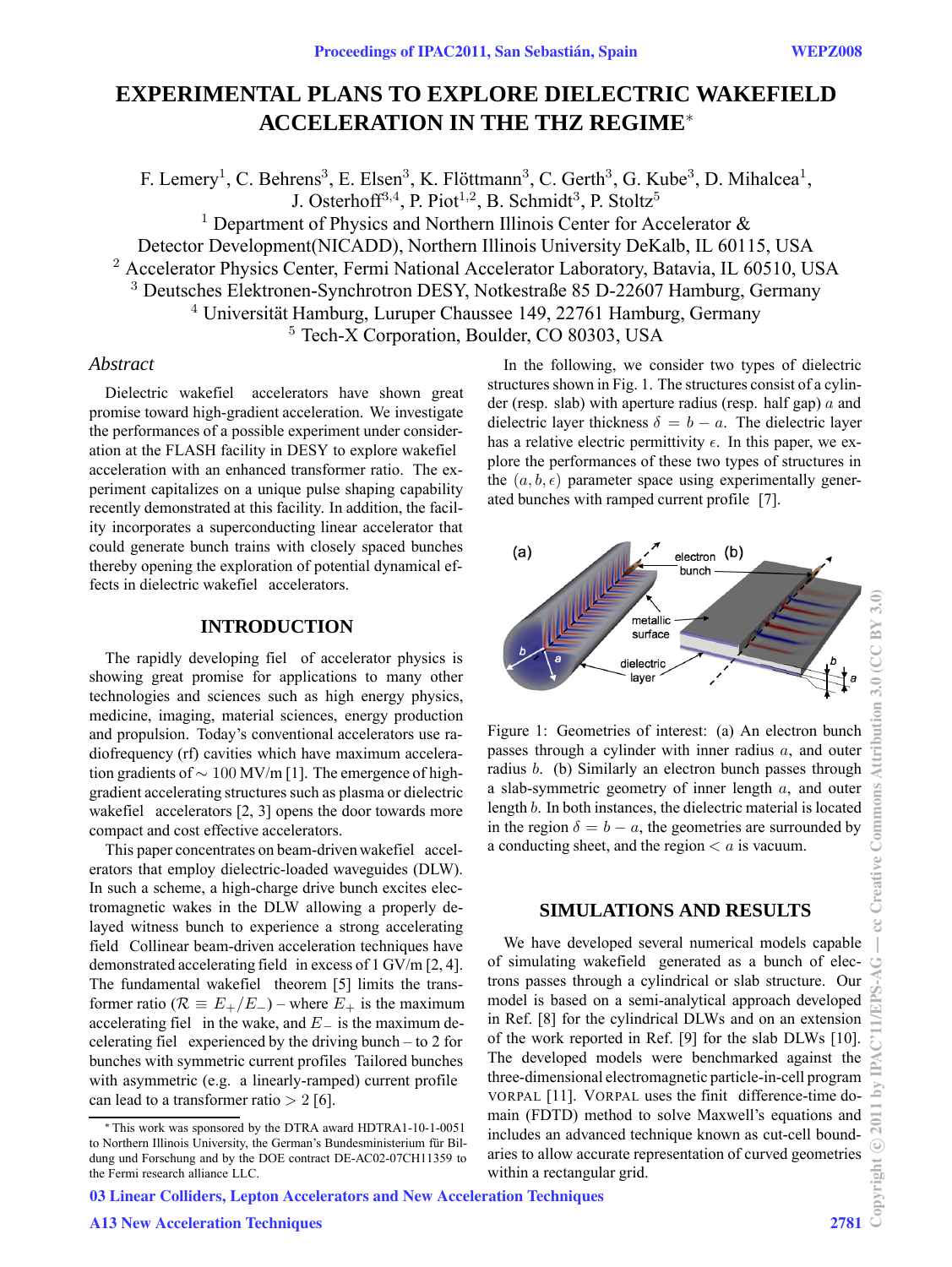# EXPERIMENTAL PLANS TO EXPLORE DIELECTRIC WAKEFIELD ACCELERATION IN THE THZ REGIME*

F. Lemery[1], C. Behrens[3], E. Elsen[3], K. Flöttmann[3], C. Gerth[3], G. Kube[3], D. Mihalcea[1], J. Osterhoff[3,4], P. Piot[1,2], B. Schmidt[3], P. Stoltz[5]

[1] Department of Physics and Northern Illinois Center for Accelerator & Detector Development(NICADD), Northern Illinois University DeKalb, IL 60115, USA

[2] Accelerator Physics Center, Fermi National Accelerator Laboratory, Batavia, IL 60510, USA

[3] Deutsches Elektronen-Synchrotron DESY, Notkestraße 85 D-22607 Hamburg, Germany

[4] Universität Hamburg, Luruper Chaussee 149, 22761 Hamburg, Germany

[5] Tech-X Corporation, Boulder, CO 80303, USA

## *Abstract*

Dielectric wakefiel accelerators have shown great promise toward high-gradient acceleration. We investigate the performances of a possible experiment under consideration at the FLASH facility in DESY to explore wakefiel acceleration with an enhanced transformer ratio. The experiment capitalizes on a unique pulse shaping capability recently demonstrated at this facility. In addition, the facility incorporates a superconducting linear accelerator that could generate bunch trains with closely spaced bunches thereby opening the exploration of potential dynamical effects in dielectric wakefiel accelerators.

## INTRODUCTION

The rapidly developing fiel of accelerator physics is showing great promise for applications to many other technologies and sciences such as high energy physics, medicine, imaging, material sciences, energy production and propulsion. Today's conventional accelerators use radiofrequency (rf) cavities which have maximum acceleration gradients of $\sim 100$ MV/m [1]. The emergence of high-gradient accelerating structures such as plasma or dielectric wakefiel accelerators [2, 3] opens the door towards more compact and cost effective accelerators.

This paper concentrates on beam-driven wakefiel accelerators that employ dielectric-loaded waveguides (DLW). In such a scheme, a high-charge drive bunch excites electromagnetic wakes in the DLW allowing a properly delayed witness bunch to experience a strong accelerating field Collinear beam-driven acceleration techniques have demonstrated accelerating field in excess of 1 GV/m [2, 4]. The fundamental wakefiel theorem [5] limits the transformer ratio ($\mathcal{R} \equiv E_+/E_-$) – where $E_+$ is the maximum accelerating fiel in the wake, and $E_-$ is the maximum decelerating fiel experienced by the driving bunch – to 2 for bunches with symmetric current profiles Tailored bunches with asymmetric (e.g. a linearly-ramped) current profile can lead to a transformer ratio $> 2$ [6].

In the following, we consider two types of dielectric structures shown in Fig. 1. The structures consist of a cylinder (resp. slab) with aperture radius (resp. half gap) $a$ and dielectric layer thickness $\delta = b - a$. The dielectric layer has a relative electric permittivity $\epsilon$. In this paper, we explore the performances of these two types of structures in the $(a, b, \epsilon)$ parameter space using experimentally generated bunches with ramped current profile [7].

Figure 1: Geometries of interest: (a) An electron bunch passes through a cylinder with inner radius $a$, and outer radius $b$. (b) Similarly an electron bunch passes through a slab-symmetric geometry of inner length $a$, and outer length $b$. In both instances, the dielectric material is located in the region $\delta = b - a$, the geometries are surrounded by a conducting sheet, and the region $< a$ is vacuum.

## SIMULATIONS AND RESULTS

We have developed several numerical models capable of simulating wakefield generated as a bunch of electrons passes through a cylindrical or slab structure. Our model is based on a semi-analytical approach developed in Ref. [8] for the cylindrical DLWs and on an extension of the work reported in Ref. [9] for the slab DLWs [10]. The developed models were benchmarked against the three-dimensional electromagnetic particle-in-cell program VORPAL [11]. VORPAL uses the finit difference-time domain (FDTD) method to solve Maxwell's equations and includes an advanced technique known as cut-cell boundaries to allow accurate representation of curved geometries within a rectangular grid.

---

* This work was sponsored by the DTRA award HDTRA1-10-1-0051 to Northern Illinois University, the German's Bundesministerium für Bildung und Forschung and by the DOE contract DE-AC02-07CH11359 to the Fermi research alliance LLC.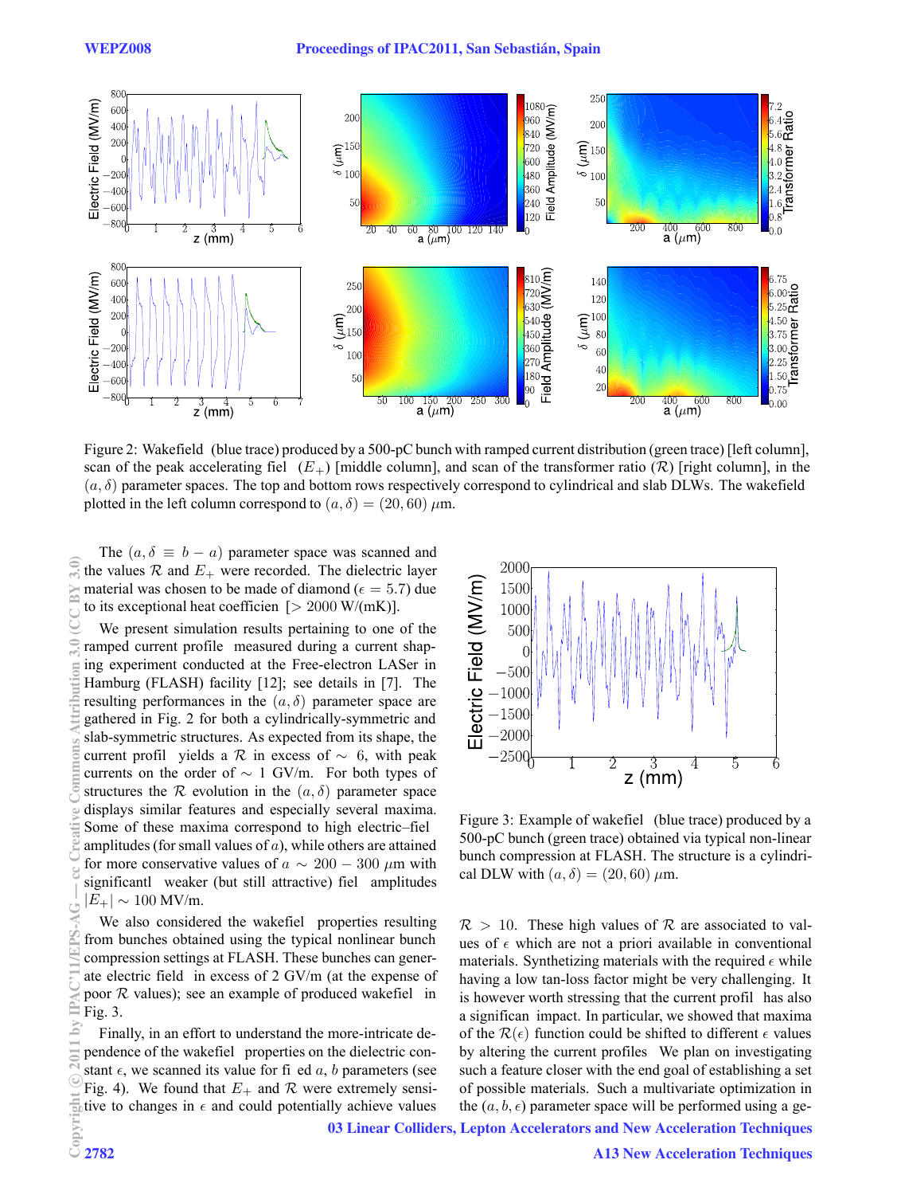Figure 2: Wakefield (blue trace) produced by a 500-pC bunch with ramped current distribution (green trace) [left column], scan of the peak accelerating field ($E_+$) [middle column], and scan of the transformer ratio ($\mathcal{R}$) [right column], in the $(a, \delta)$ parameter spaces. The top and bottom rows respectively correspond to cylindrical and slab DLWs. The wakefield plotted in the left column correspond to $(a, \delta) = (20, 60)$ $\mu$m.

The $(a, \delta \equiv b - a)$ parameter space was scanned and the values $\mathcal{R}$ and $E_+$ were recorded. The dielectric layer material was chosen to be made of diamond ($\epsilon = 5.7$) due to its exceptional heat coefficient [$> 2000$ W/(mK)].

We present simulation results pertaining to one of the ramped current profile measured during a current shaping experiment conducted at the Free-electron LASer in Hamburg (FLASH) facility [12]; see details in [7]. The resulting performances in the $(a, \delta)$ parameter space are gathered in Fig. 2 for both a cylindrically-symmetric and slab-symmetric structures. As expected from its shape, the current profile yields a $\mathcal{R}$ in excess of $\sim 6$, with peak currents on the order of $\sim 1$ GV/m. For both types of structures the $\mathcal{R}$ evolution in the $(a, \delta)$ parameter space displays similar features and especially several maxima. Some of these maxima correspond to high electric–field amplitudes (for small values of $a$), while others are attained for more conservative values of $a \sim 200 - 300$ $\mu$m with significantly weaker (but still attractive) field amplitudes $|E_+| \sim 100$ MV/m.

We also considered the wakefield properties resulting from bunches obtained using the typical nonlinear bunch compression settings at FLASH. These bunches can generate electric fields in excess of 2 GV/m (at the expense of poor $\mathcal{R}$ values); see an example of produced wakefield in Fig. 3.

Finally, in an effort to understand the more-intricate dependence of the wakefield properties on the dielectric constant $\epsilon$, we scanned its value for fixed $a$, $b$ parameters (see Fig. 4). We found that $E_+$ and $\mathcal{R}$ were extremely sensitive to changes in $\epsilon$ and could potentially achieve values $\mathcal{R} > 10$. These high values of $\mathcal{R}$ are associated to values of $\epsilon$ which are not a priori available in conventional materials. Synthetizing materials with the required $\epsilon$ while having a low tan-loss factor might be very challenging. It is however worth stressing that the current profile has also a significant impact. In particular, we showed that maxima of the $\mathcal{R}(\epsilon)$ function could be shifted to different $\epsilon$ values by altering the current profiles. We plan on investigating such a feature closer with the end goal of establishing a set of possible materials. Such a multivariate optimization in the $(a, b, \epsilon)$ parameter space will be performed using a ge-

Figure 3: Example of wakefield (blue trace) produced by a 500-pC bunch (green trace) obtained via typical non-linear bunch compression at FLASH. The structure is a cylindrical DLW with $(a, \delta) = (20, 60)$ $\mu$m.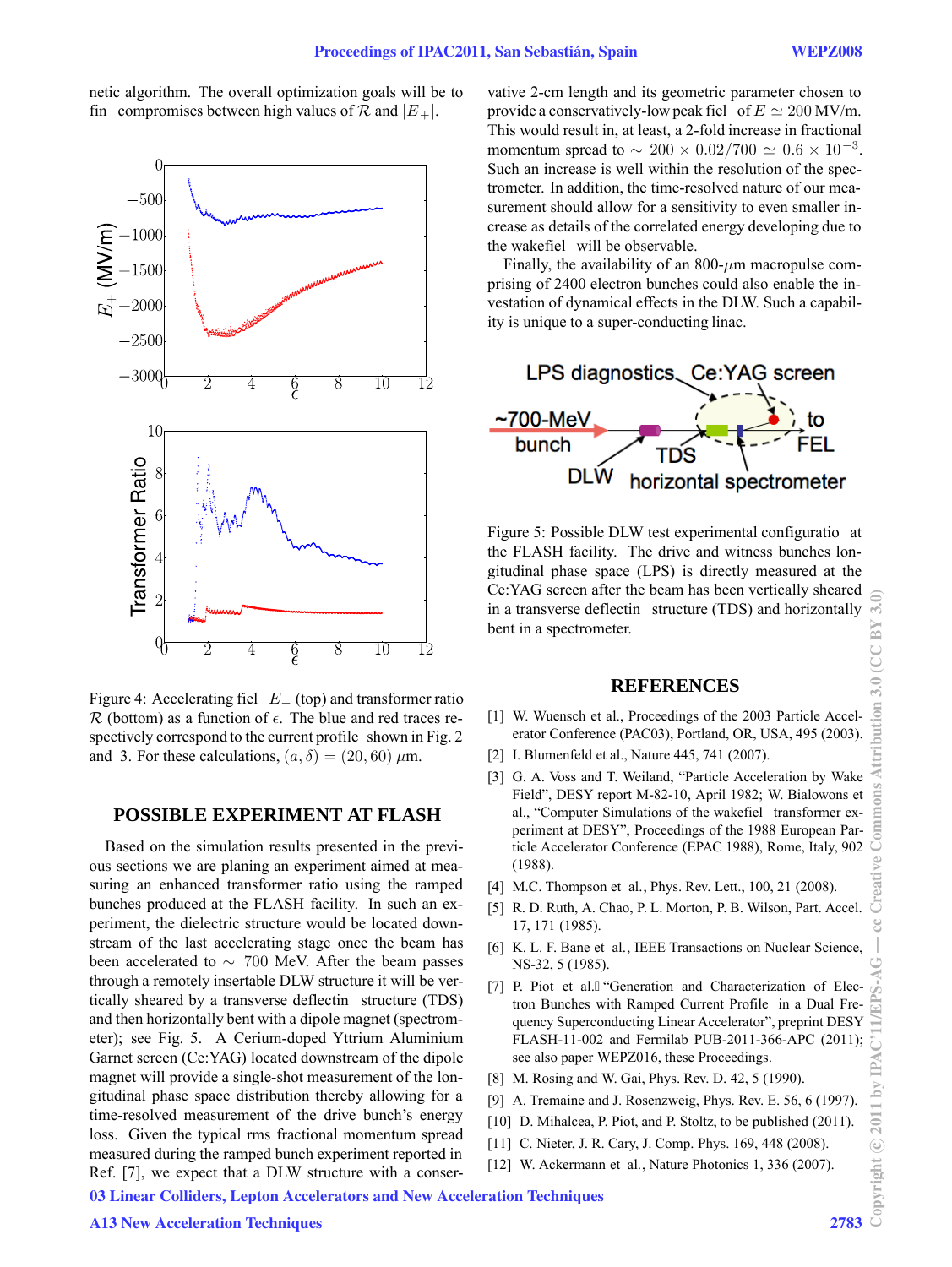netic algorithm. The overall optimization goals will be to fin compromises between high values of $\mathcal{R}$ and $|E_+|$.

0
−500
−1000
−1500
−2000
−2500
−3000
$E_+$ (MV/m)
0 2 4 6 8 10 12
$\epsilon$

10
8
6
4
2
0
Transformer Ratio
0 2 4 6 8 10 12
$\epsilon$

Figure 4: Accelerating fiel $E_+$ (top) and transformer ratio $\mathcal{R}$ (bottom) as a function of $\epsilon$. The blue and red traces respectively correspond to the current profile shown in Fig. 2 and 3. For these calculations, $(a, \delta) = (20, 60)$ $\mu$m.

## POSSIBLE EXPERIMENT AT FLASH

Based on the simulation results presented in the previous sections we are planing an experiment aimed at measuring an enhanced transformer ratio using the ramped bunches produced at the FLASH facility. In such an experiment, the dielectric structure would be located downstream of the last accelerating stage once the beam has been accelerated to $\sim$ 700 MeV. After the beam passes through a remotely insertable DLW structure it will be vertically sheared by a transverse deflectin structure (TDS) and then horizontally bent with a dipole magnet (spectrometer); see Fig. 5. A Cerium-doped Yttrium Aluminium Garnet screen (Ce:YAG) located downstream of the dipole magnet will provide a single-shot measurement of the longitudinal phase space distribution thereby allowing for a time-resolved measurement of the drive bunch's energy loss. Given the typical rms fractional momentum spread measured during the ramped bunch experiment reported in Ref. [7], we expect that a DLW structure with a conservative 2-cm length and its geometric parameter chosen to provide a conservatively-low peak fiel of $E \simeq 200$ MV/m. This would result in, at least, a 2-fold increase in fractional momentum spread to $\sim 200 \times 0.02/700 \simeq 0.6 \times 10^{-3}$. Such an increase is well within the resolution of the spectrometer. In addition, the time-resolved nature of our measurement should allow for a sensitivity to even smaller increase as details of the correlated energy developing due to the wakefiel will be observable.

Finally, the availability of an 800-$\mu$m macropulse comprising of 2400 electron bunches could also enable the investation of dynamical effects in the DLW. Such a capability is unique to a super-conducting linac.

LPS diagnostics
Ce:YAG screen
~700-MeV bunch
to FEL
TDS
DLW
horizontal spectrometer

Figure 5: Possible DLW test experimental configuratio at the FLASH facility. The drive and witness bunches longitudinal phase space (LPS) is directly measured at the Ce:YAG screen after the beam has been vertically sheared in a transverse deflectin structure (TDS) and horizontally bent in a spectrometer.

## REFERENCES

[1] W. Wuensch et al., Proceedings of the 2003 Particle Accelerator Conference (PAC03), Portland, OR, USA, 495 (2003).

[2] I. Blumenfeld et al., Nature 445, 741 (2007).

[3] G. A. Voss and T. Weiland, "Particle Acceleration by Wake Field", DESY report M-82-10, April 1982; W. Bialowons et al., "Computer Simulations of the wakefiel transformer experiment at DESY", Proceedings of the 1988 European Particle Accelerator Conference (EPAC 1988), Rome, Italy, 902 (1988).

[4] M.C. Thompson et al., Phys. Rev. Lett., 100, 21 (2008).

[5] R. D. Ruth, A. Chao, P. L. Morton, P. B. Wilson, Part. Accel. 17, 171 (1985).

[6] K. L. F. Bane et al., IEEE Transactions on Nuclear Science, NS-32, 5 (1985).

[7] P. Piot et al. "Generation and Characterization of Electron Bunches with Ramped Current Profile in a Dual Frequency Superconducting Linear Accelerator", preprint DESY FLASH-11-002 and Fermilab PUB-2011-366-APC (2011); see also paper WEPZ016, these Proceedings.

[8] M. Rosing and W. Gai, Phys. Rev. D. 42, 5 (1990).

[9] A. Tremaine and J. Rosenzweig, Phys. Rev. E. 56, 6 (1997).

[10] D. Mihalcea, P. Piot, and P. Stoltz, to be published (2011).

[11] C. Nieter, J. R. Cary, J. Comp. Phys. 169, 448 (2008).

[12] W. Ackermann et al., Nature Photonics 1, 336 (2007).